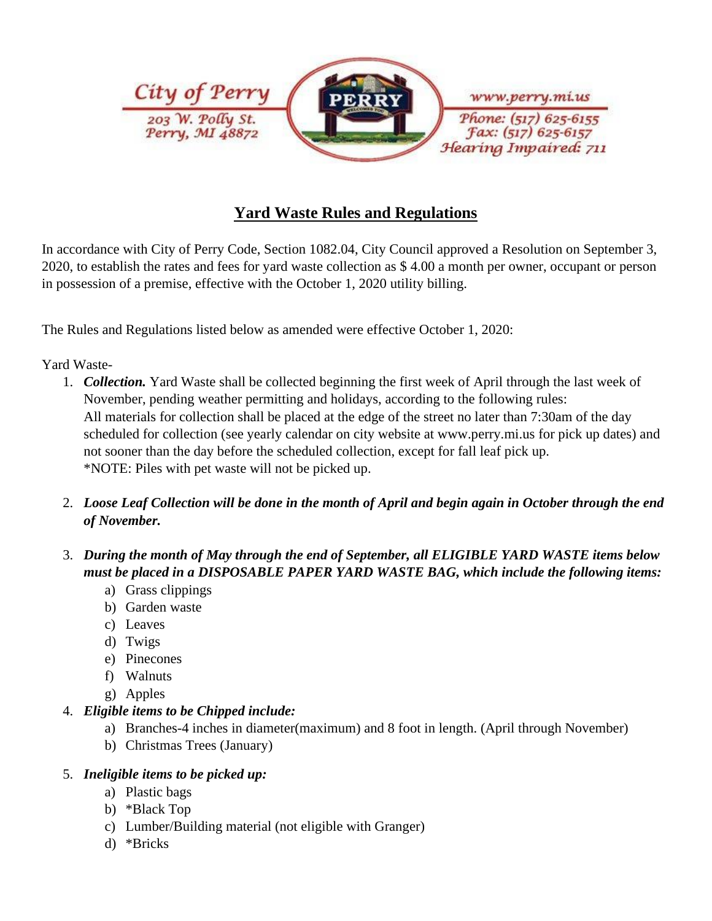City of Perry
203 W. Polly St.
Perry, MI 48872

www.perry.mi.us
Phone: (517) 625-6155
Fax: (517) 625-6157
Hearing Impaired: 711

# Yard Waste Rules and Regulations

In accordance with City of Perry Code, Section 1082.04, City Council approved a Resolution on September 3, 2020, to establish the rates and fees for yard waste collection as $ 4.00 a month per owner, occupant or person in possession of a premise, effective with the October 1, 2020 utility billing.

The Rules and Regulations listed below as amended were effective October 1, 2020:

Yard Waste-

1. ***Collection.*** Yard Waste shall be collected beginning the first week of April through the last week of November, pending weather permitting and holidays, according to the following rules:
   All materials for collection shall be placed at the edge of the street no later than 7:30am of the day scheduled for collection (see yearly calendar on city website at www.perry.mi.us for pick up dates) and not sooner than the day before the scheduled collection, except for fall leaf pick up.
   *NOTE: Piles with pet waste will not be picked up.

2. ***Loose Leaf Collection will be done in the month of April and begin again in October through the end of November.***

3. ***During the month of May through the end of September, all ELIGIBLE YARD WASTE items below must be placed in a DISPOSABLE PAPER YARD WASTE BAG, which include the following items:***
   a) Grass clippings
   b) Garden waste
   c) Leaves
   d) Twigs
   e) Pinecones
   f) Walnuts
   g) Apples

4. ***Eligible items to be Chipped include:***
   a) Branches-4 inches in diameter(maximum) and 8 foot in length. (April through November)
   b) Christmas Trees (January)

5. ***Ineligible items to be picked up:***
   a) Plastic bags
   b) *Black Top
   c) Lumber/Building material (not eligible with Granger)
   d) *Bricks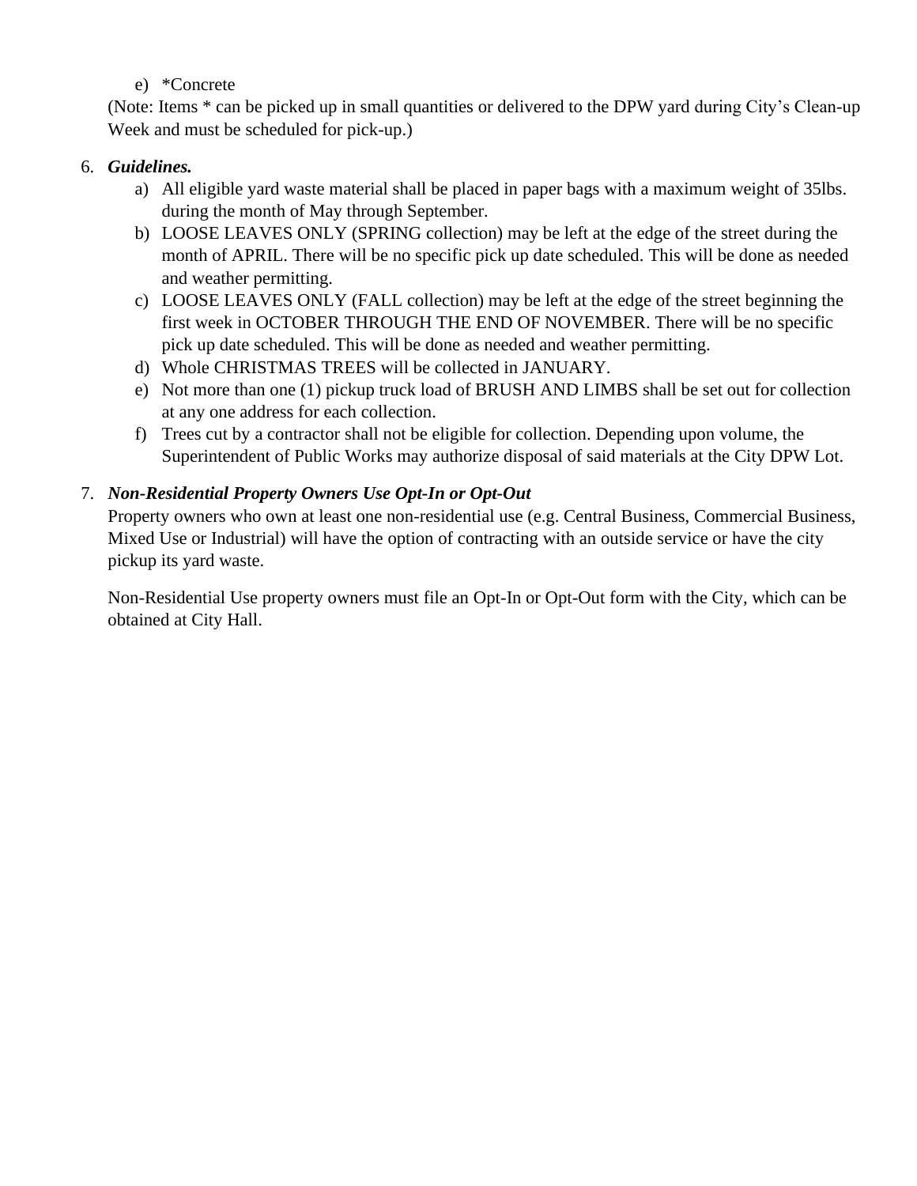e) *Concrete

   (Note: Items * can be picked up in small quantities or delivered to the DPW yard during City's Clean-up Week and must be scheduled for pick-up.)

6. ***Guidelines.***
   a) All eligible yard waste material shall be placed in paper bags with a maximum weight of 35lbs. during the month of May through September.
   b) LOOSE LEAVES ONLY (SPRING collection) may be left at the edge of the street during the month of APRIL. There will be no specific pick up date scheduled. This will be done as needed and weather permitting.
   c) LOOSE LEAVES ONLY (FALL collection) may be left at the edge of the street beginning the first week in OCTOBER THROUGH THE END OF NOVEMBER. There will be no specific pick up date scheduled. This will be done as needed and weather permitting.
   d) Whole CHRISTMAS TREES will be collected in JANUARY.
   e) Not more than one (1) pickup truck load of BRUSH AND LIMBS shall be set out for collection at any one address for each collection.
   f) Trees cut by a contractor shall not be eligible for collection. Depending upon volume, the Superintendent of Public Works may authorize disposal of said materials at the City DPW Lot.

7. ***Non-Residential Property Owners Use Opt-In or Opt-Out***

   Property owners who own at least one non-residential use (e.g. Central Business, Commercial Business, Mixed Use or Industrial) will have the option of contracting with an outside service or have the city pickup its yard waste.

   Non-Residential Use property owners must file an Opt-In or Opt-Out form with the City, which can be obtained at City Hall.